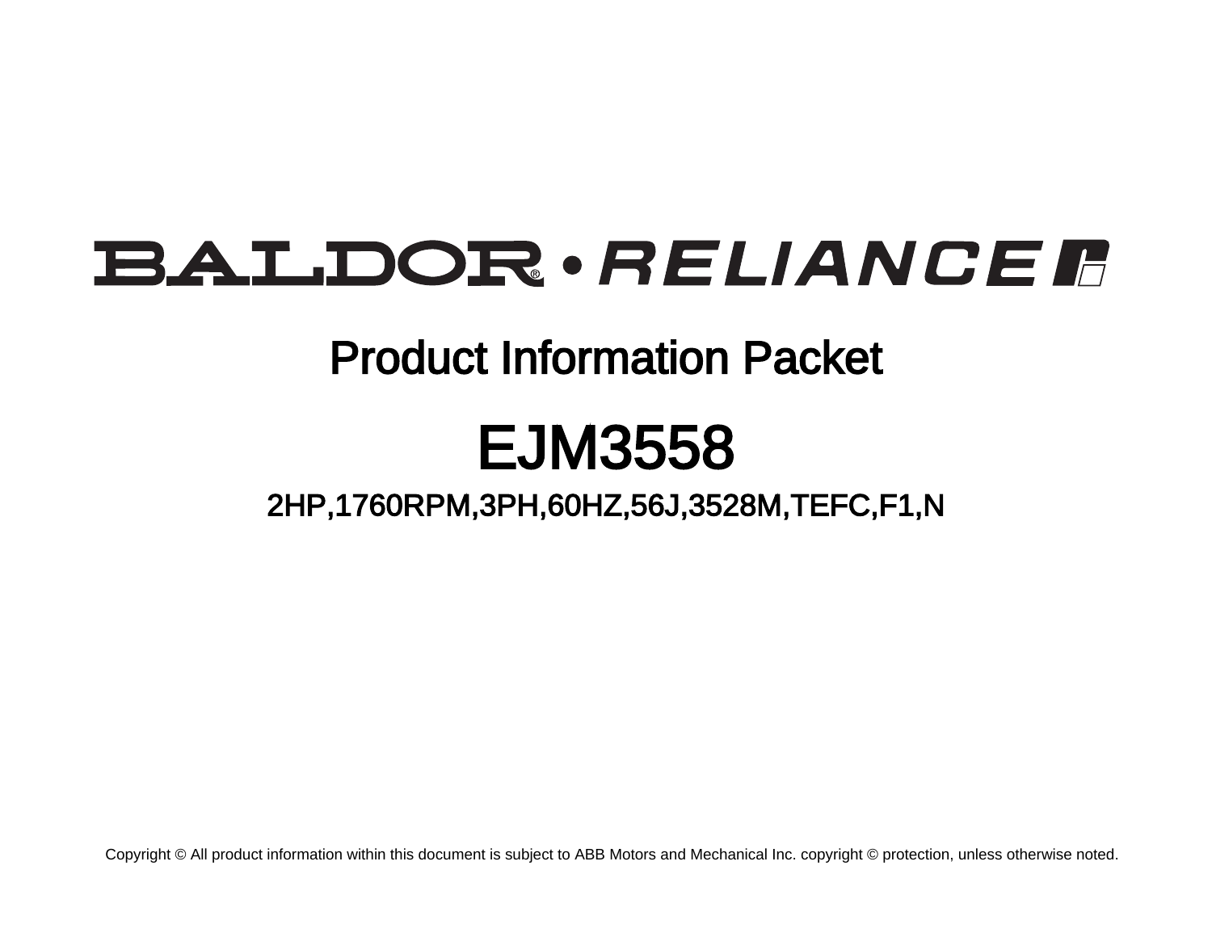# BALDOR • RELIANCE

## Product Information Packet

# EJM3558

### 2HP,1760RPM,3PH,60HZ,56J,3528M,TEFC,F1,N

Copyright © All product information within this document is subject to ABB Motors and Mechanical Inc. copyright © protection, unless otherwise noted.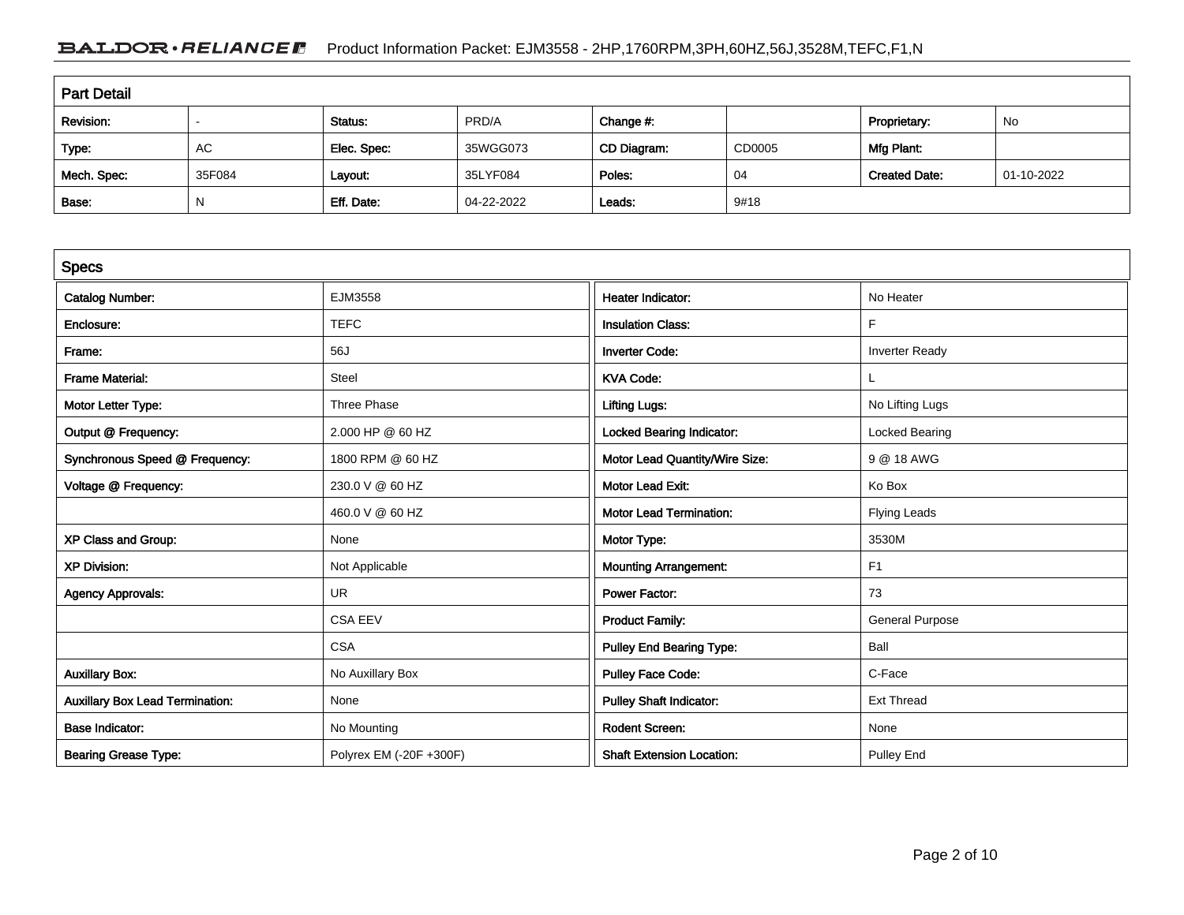## Part Detail

| Revision: | - | Status: | PRD/A | Change #: | | Proprietary: | No |
|---|---|---|---|---|---|---|---|
| Type: | AC | Elec. Spec: | 35WGG073 | CD Diagram: | CD0005 | Mfg Plant: | |
| Mech. Spec: | 35F084 | Layout: | 35LYF084 | Poles: | 04 | Created Date: | 01-10-2022 |
| Base: | N | Eff. Date: | 04-22-2022 | Leads: | 9#18 | | |

## Specs

| | | | |
|---|---|---|---|
| Catalog Number: | EJM3558 | Heater Indicator: | No Heater |
| Enclosure: | TEFC | Insulation Class: | F |
| Frame: | 56J | Inverter Code: | Inverter Ready |
| Frame Material: | Steel | KVA Code: | L |
| Motor Letter Type: | Three Phase | Lifting Lugs: | No Lifting Lugs |
| Output @ Frequency: | 2.000 HP @ 60 HZ | Locked Bearing Indicator: | Locked Bearing |
| Synchronous Speed @ Frequency: | 1800 RPM @ 60 HZ | Motor Lead Quantity/Wire Size: | 9 @ 18 AWG |
| Voltage @ Frequency: | 230.0 V @ 60 HZ | Motor Lead Exit: | Ko Box |
| | 460.0 V @ 60 HZ | Motor Lead Termination: | Flying Leads |
| XP Class and Group: | None | Motor Type: | 3530M |
| XP Division: | Not Applicable | Mounting Arrangement: | F1 |
| Agency Approvals: | UR | Power Factor: | 73 |
| | CSA EEV | Product Family: | General Purpose |
| | CSA | Pulley End Bearing Type: | Ball |
| Auxillary Box: | No Auxillary Box | Pulley Face Code: | C-Face |
| Auxillary Box Lead Termination: | None | Pulley Shaft Indicator: | Ext Thread |
| Base Indicator: | No Mounting | Rodent Screen: | None |
| Bearing Grease Type: | Polyrex EM (-20F +300F) | Shaft Extension Location: | Pulley End |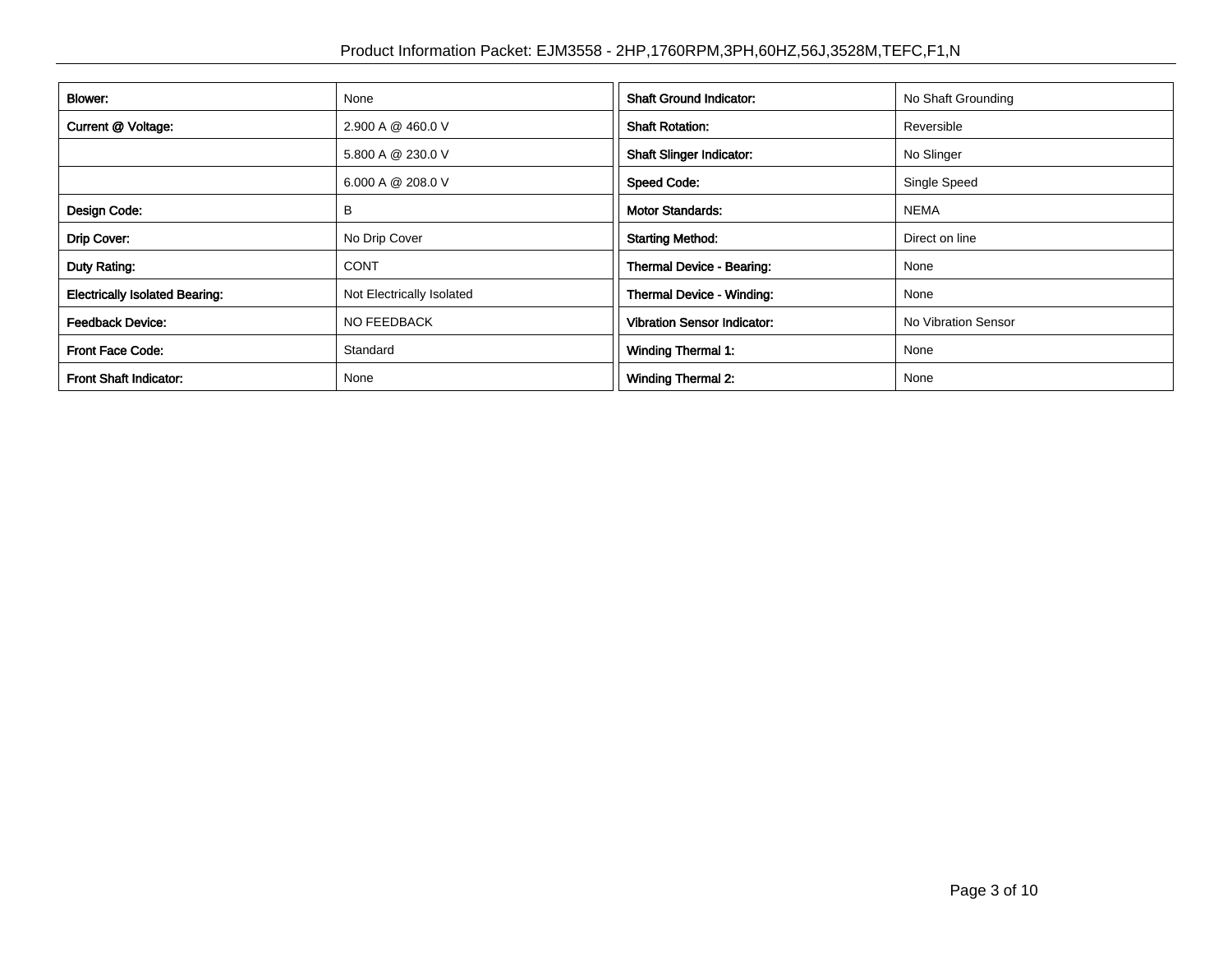| Blower: | None |
| --- | --- |
| Current @ Voltage: | 2.900 A @ 460.0 V |
| | 5.800 A @ 230.0 V |
| | 6.000 A @ 208.0 V |
| Design Code: | B |
| Drip Cover: | No Drip Cover |
| Duty Rating: | CONT |
| Electrically Isolated Bearing: | Not Electrically Isolated |
| Feedback Device: | NO FEEDBACK |
| Front Face Code: | Standard |
| Front Shaft Indicator: | None |

| Shaft Ground Indicator: | No Shaft Grounding |
| --- | --- |
| Shaft Rotation: | Reversible |
| Shaft Slinger Indicator: | No Slinger |
| Speed Code: | Single Speed |
| Motor Standards: | NEMA |
| Starting Method: | Direct on line |
| Thermal Device - Bearing: | None |
| Thermal Device - Winding: | None |
| Vibration Sensor Indicator: | No Vibration Sensor |
| Winding Thermal 1: | None |
| Winding Thermal 2: | None |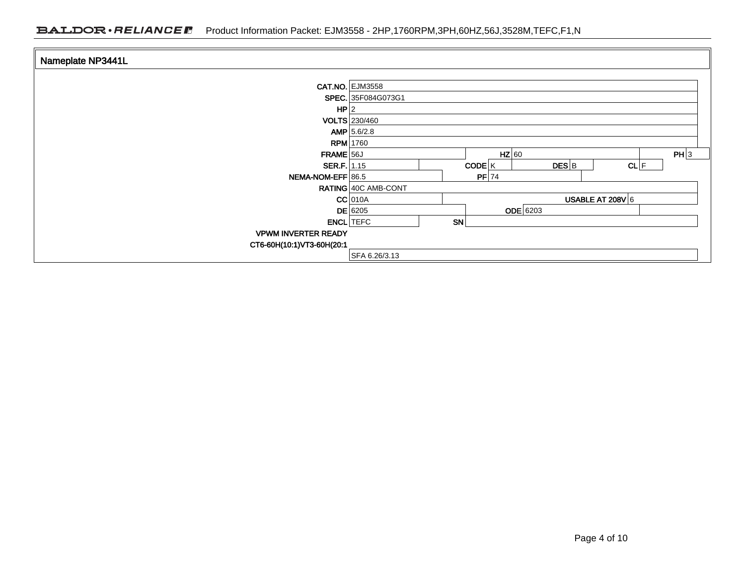## Nameplate NP3441L

| Field | Value |
|---|---|
| CAT.NO. | EJM3558 |
| SPEC. | 35F084G073G1 |
| HP | 2 |
| VOLTS | 230/460 |
| AMP | 5.6/2.8 |
| RPM | 1760 |
| FRAME | 56J |
| HZ | 60 |
| PH | 3 |
| SER.F. | 1.15 |
| CODE | K |
| DES | B |
| CL | F |
| NEMA-NOM-EFF | 86.5 |
| PF | 74 |
| RATING | 40C AMB-CONT |
| CC | 010A |
| USABLE AT 208V | 6 |
| DE | 6205 |
| ODE | 6203 |
| ENCL | TEFC |
| SN | |
| VPWM INVERTER READY | |
| CT6-60H(10:1)VT3-60H(20:1 | |
| | SFA 6.26/3.13 |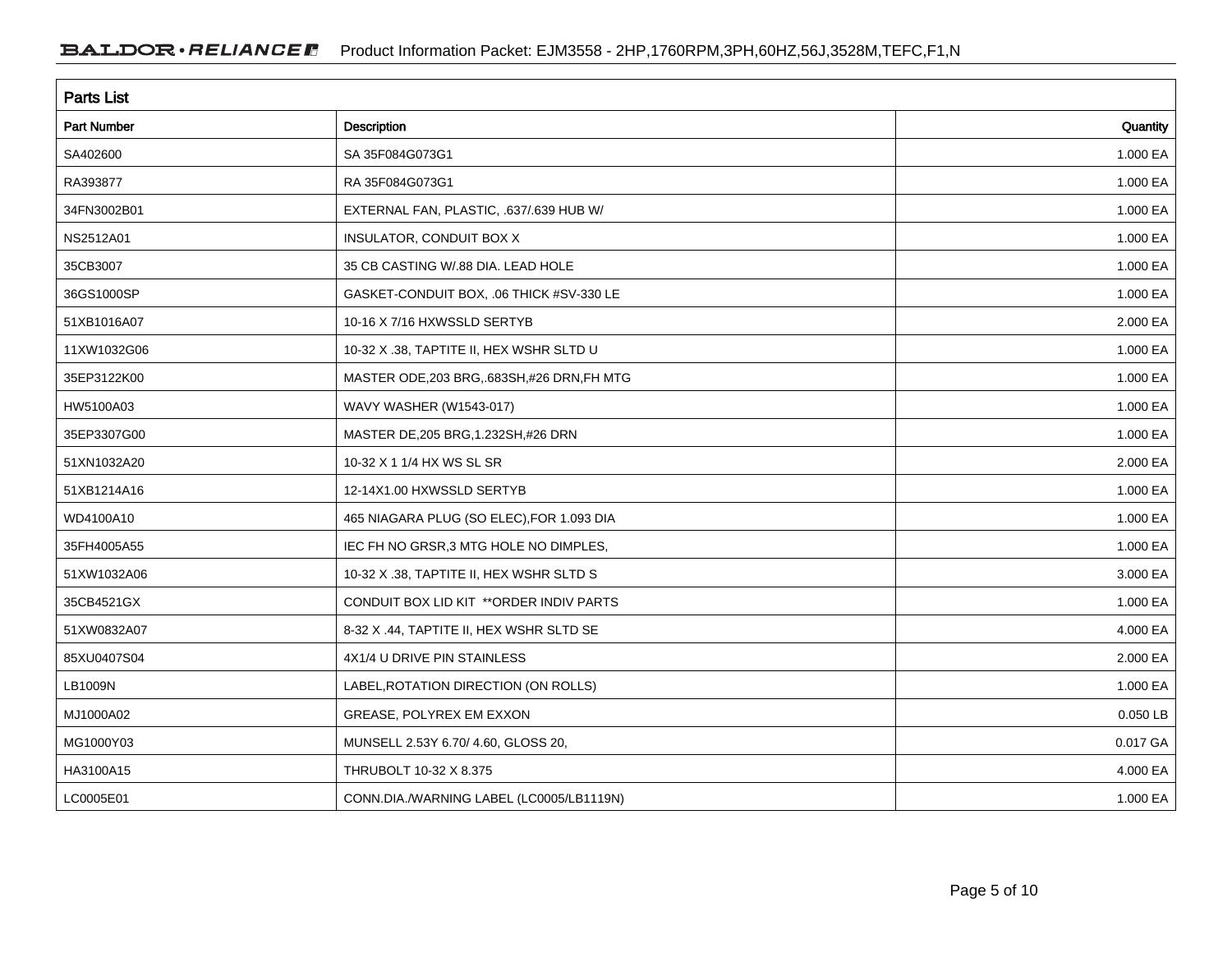## Parts List

| Part Number | Description | Quantity |
|---|---|---|
| SA402600 | SA 35F084G073G1 | 1.000 EA |
| RA393877 | RA 35F084G073G1 | 1.000 EA |
| 34FN3002B01 | EXTERNAL FAN, PLASTIC, .637/.639 HUB W/ | 1.000 EA |
| NS2512A01 | INSULATOR, CONDUIT BOX X | 1.000 EA |
| 35CB3007 | 35 CB CASTING W/.88 DIA. LEAD HOLE | 1.000 EA |
| 36GS1000SP | GASKET-CONDUIT BOX, .06 THICK #SV-330 LE | 1.000 EA |
| 51XB1016A07 | 10-16 X 7/16 HXWSSLD SERTYB | 2.000 EA |
| 11XW1032G06 | 10-32 X .38, TAPTITE II, HEX WSHR SLTD U | 1.000 EA |
| 35EP3122K00 | MASTER ODE,203 BRG,.683SH,#26 DRN,FH MTG | 1.000 EA |
| HW5100A03 | WAVY WASHER (W1543-017) | 1.000 EA |
| 35EP3307G00 | MASTER DE,205 BRG,1.232SH,#26 DRN | 1.000 EA |
| 51XN1032A20 | 10-32 X 1 1/4 HX WS SL SR | 2.000 EA |
| 51XB1214A16 | 12-14X1.00 HXWSSLD SERTYB | 1.000 EA |
| WD4100A10 | 465 NIAGARA PLUG (SO ELEC),FOR 1.093 DIA | 1.000 EA |
| 35FH4005A55 | IEC FH NO GRSR,3 MTG HOLE NO DIMPLES, | 1.000 EA |
| 51XW1032A06 | 10-32 X .38, TAPTITE II, HEX WSHR SLTD S | 3.000 EA |
| 35CB4521GX | CONDUIT BOX LID KIT **ORDER INDIV PARTS | 1.000 EA |
| 51XW0832A07 | 8-32 X .44, TAPTITE II, HEX WSHR SLTD SE | 4.000 EA |
| 85XU0407S04 | 4X1/4 U DRIVE PIN STAINLESS | 2.000 EA |
| LB1009N | LABEL,ROTATION DIRECTION (ON ROLLS) | 1.000 EA |
| MJ1000A02 | GREASE, POLYREX EM EXXON | 0.050 LB |
| MG1000Y03 | MUNSELL 2.53Y 6.70/ 4.60, GLOSS 20, | 0.017 GA |
| HA3100A15 | THRUBOLT 10-32 X 8.375 | 4.000 EA |
| LC0005E01 | CONN.DIA./WARNING LABEL (LC0005/LB1119N) | 1.000 EA |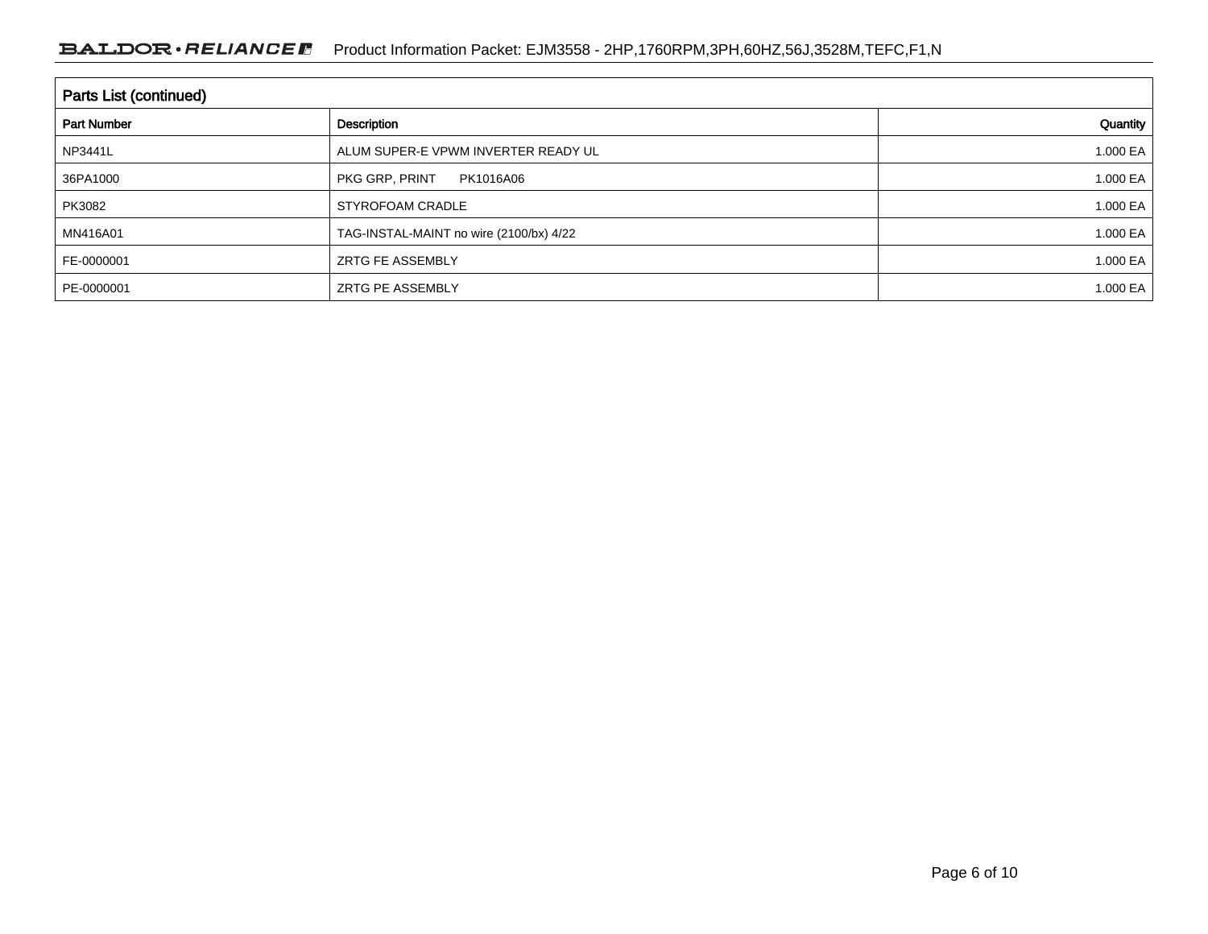## Parts List (continued)

| Part Number | Description | Quantity |
|---|---|---|
| NP3441L | ALUM SUPER-E VPWM INVERTER READY UL | 1.000 EA |
| 36PA1000 | PKG GRP, PRINT PK1016A06 | 1.000 EA |
| PK3082 | STYROFOAM CRADLE | 1.000 EA |
| MN416A01 | TAG-INSTAL-MAINT no wire (2100/bx) 4/22 | 1.000 EA |
| FE-0000001 | ZRTG FE ASSEMBLY | 1.000 EA |
| PE-0000001 | ZRTG PE ASSEMBLY | 1.000 EA |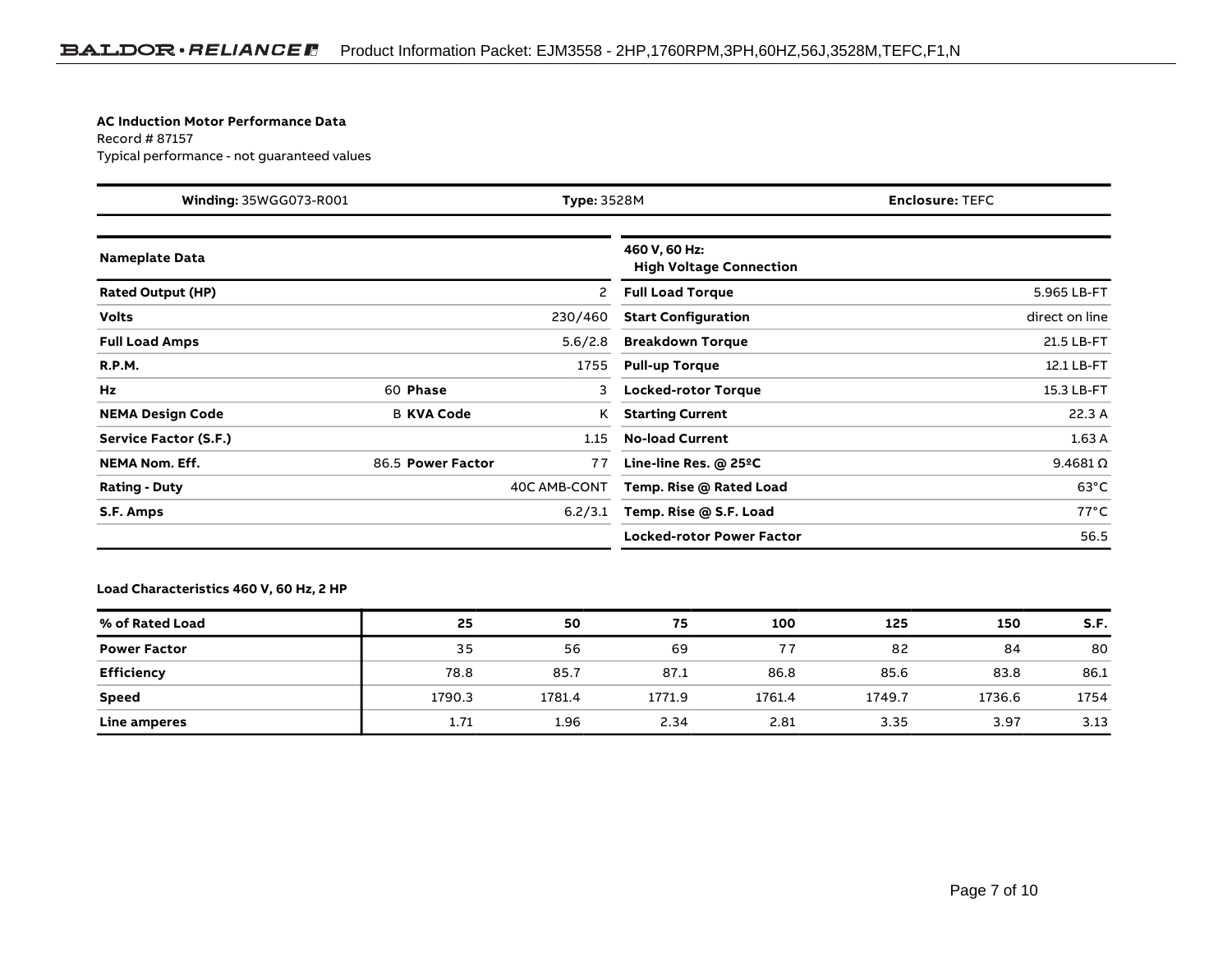**AC Induction Motor Performance Data**
Record # 87157
Typical performance - not guaranteed values

| **Winding:** 35WGG073-R001 | **Type:** 3528M | **Enclosure:** TEFC |
|---|---|---|

| **Nameplate Data** | | | | **460 V, 60 Hz: High Voltage Connection** | |
|---|---|---|---|---|---|
| **Rated Output (HP)** | | | 2 | **Full Load Torque** | 5.965 LB-FT |
| **Volts** | | | 230/460 | **Start Configuration** | direct on line |
| **Full Load Amps** | | | 5.6/2.8 | **Breakdown Torque** | 21.5 LB-FT |
| **R.P.M.** | | | 1755 | **Pull-up Torque** | 12.1 LB-FT |
| **Hz** | 60 | **Phase** | 3 | **Locked-rotor Torque** | 15.3 LB-FT |
| **NEMA Design Code** | B | **KVA Code** | K | **Starting Current** | 22.3 A |
| **Service Factor (S.F.)** | | | 1.15 | **No-load Current** | 1.63 A |
| **NEMA Nom. Eff.** | 86.5 | **Power Factor** | 77 | **Line-line Res. @ 25ºC** | 9.4681 Ω |
| **Rating - Duty** | | | 40C AMB-CONT | **Temp. Rise @ Rated Load** | 63°C |
| **S.F. Amps** | | | 6.2/3.1 | **Temp. Rise @ S.F. Load** | 77°C |
| | | | | **Locked-rotor Power Factor** | 56.5 |

**Load Characteristics 460 V, 60 Hz, 2 HP**

| % of Rated Load | 25 | 50 | 75 | 100 | 125 | 150 | S.F. |
|---|---|---|---|---|---|---|---|
| **Power Factor** | 35 | 56 | 69 | 77 | 82 | 84 | 80 |
| **Efficiency** | 78.8 | 85.7 | 87.1 | 86.8 | 85.6 | 83.8 | 86.1 |
| **Speed** | 1790.3 | 1781.4 | 1771.9 | 1761.4 | 1749.7 | 1736.6 | 1754 |
| **Line amperes** | 1.71 | 1.96 | 2.34 | 2.81 | 3.35 | 3.97 | 3.13 |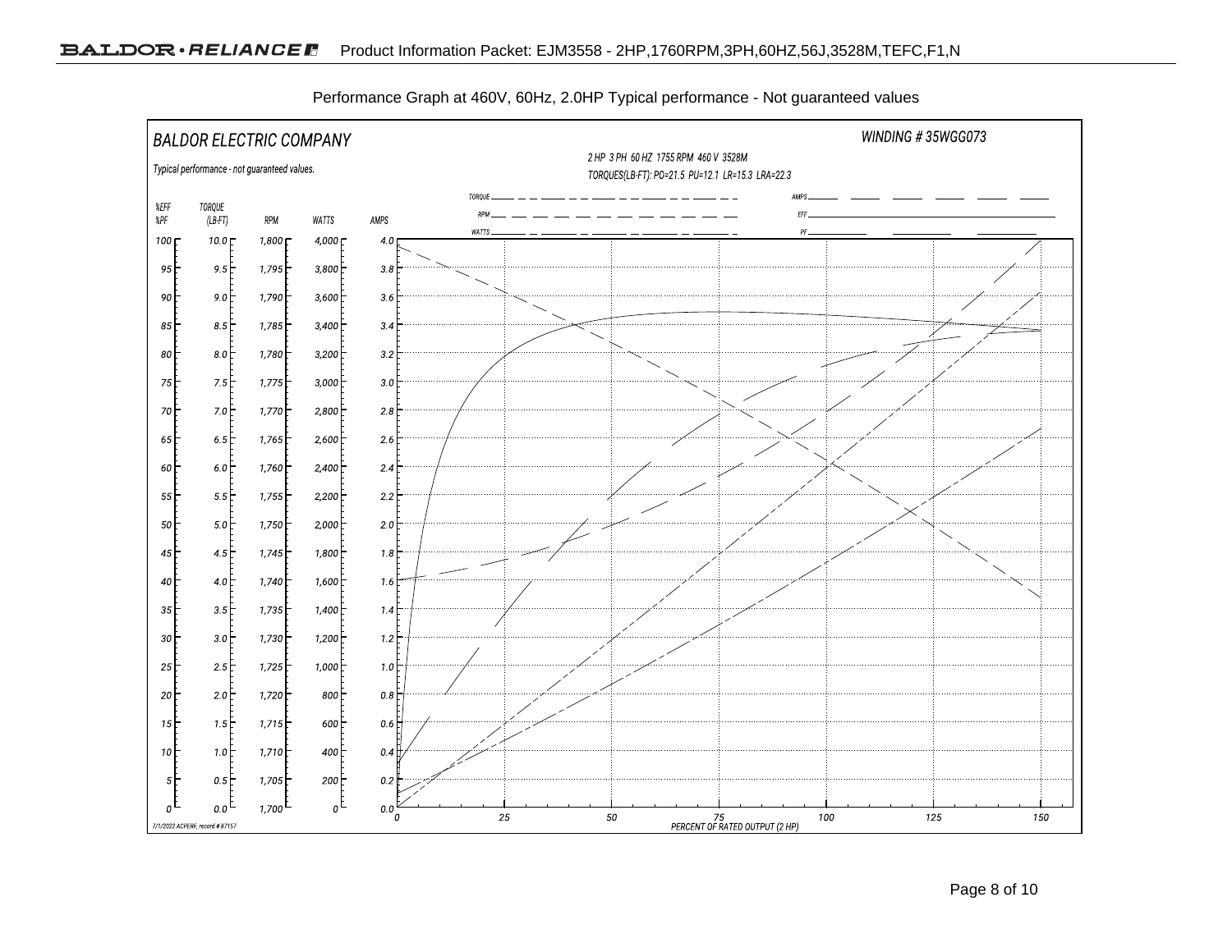Performance Graph at 460V, 60Hz, 2.0HP Typical performance - Not guaranteed values

BALDOR ELECTRIC COMPANY

WINDING # 35WGG073

2 HP 3 PH 60 HZ 1755 RPM 460 V 3528M

TORQUES(LB-FT): PO=21.5 PU=12.1 LR=15.3 LRA=22.3

Typical performance - not guaranteed values.

TORQUE, RPM, WATTS, AMPS, EFF, PF

| %EFF %PF | TORQUE (LB-FT) | RPM | WATTS | AMPS |
|---|---|---|---|---|
| 100 | 10.0 | 1,800 | 4,000 | 4.0 |
| 95 | 9.5 | 1,795 | 3,800 | 3.8 |
| 90 | 9.0 | 1,790 | 3,600 | 3.6 |
| 85 | 8.5 | 1,785 | 3,400 | 3.4 |
| 80 | 8.0 | 1,780 | 3,200 | 3.2 |
| 75 | 7.5 | 1,775 | 3,000 | 3.0 |
| 70 | 7.0 | 1,770 | 2,800 | 2.8 |
| 65 | 6.5 | 1,765 | 2,600 | 2.6 |
| 60 | 6.0 | 1,760 | 2,400 | 2.4 |
| 55 | 5.5 | 1,755 | 2,200 | 2.2 |
| 50 | 5.0 | 1,750 | 2,000 | 2.0 |
| 45 | 4.5 | 1,745 | 1,800 | 1.8 |
| 40 | 4.0 | 1,740 | 1,600 | 1.6 |
| 35 | 3.5 | 1,735 | 1,400 | 1.4 |
| 30 | 3.0 | 1,730 | 1,200 | 1.2 |
| 25 | 2.5 | 1,725 | 1,000 | 1.0 |
| 20 | 2.0 | 1,720 | 800 | 0.8 |
| 15 | 1.5 | 1,715 | 600 | 0.6 |
| 10 | 1.0 | 1,710 | 400 | 0.4 |
| 5 | 0.5 | 1,705 | 200 | 0.2 |
| 0 | 0.0 | 1,700 | 0 | 0.0 |

0 25 50 75 100 125 150

PERCENT OF RATED OUTPUT (2 HP)

7/1/2022 ACPERF, record # 87157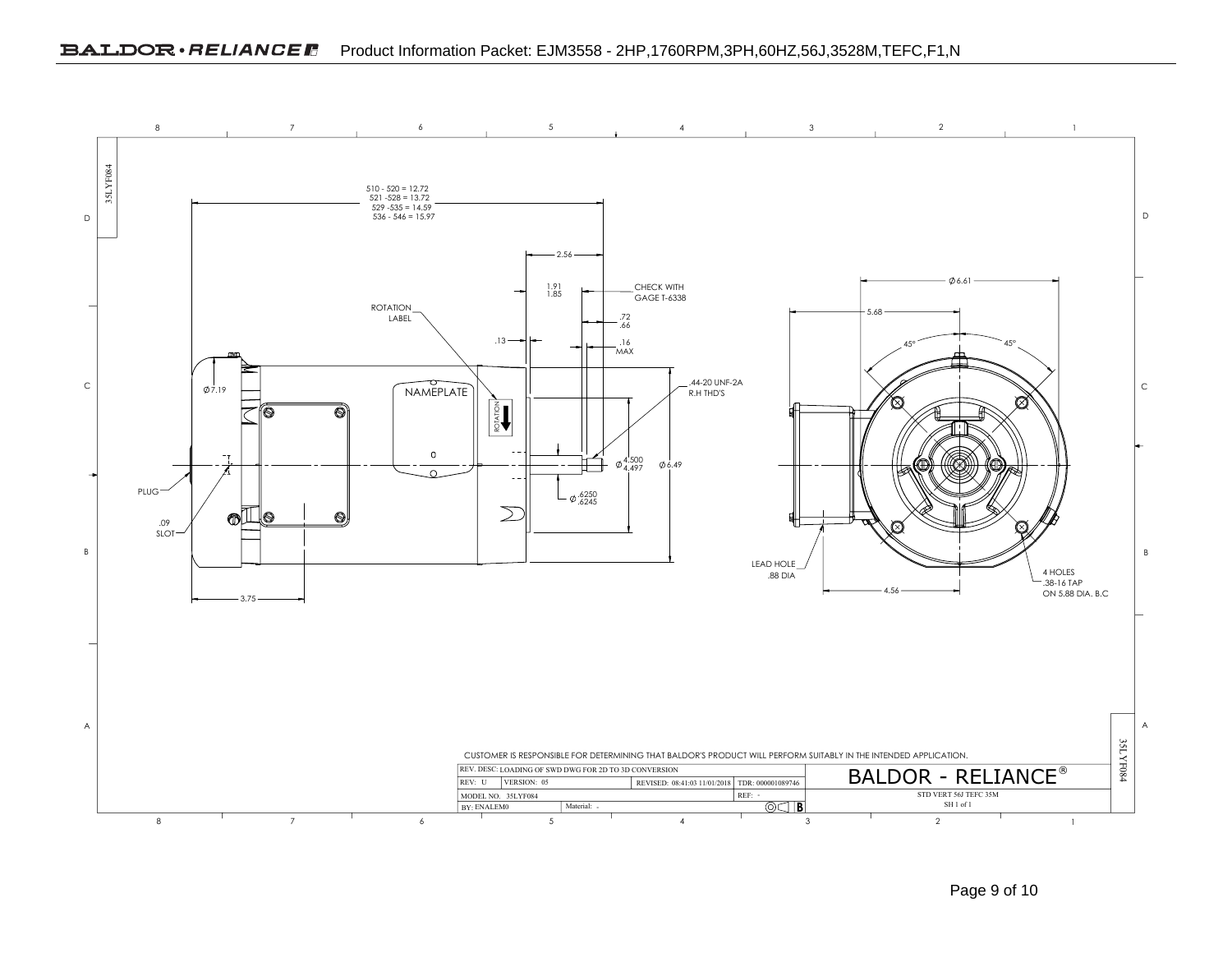510 - 520 = 12.72
521 -528 = 13.72
529 -535 = 14.59
536 - 546 = 15.97

2.56

1.91
1.85

CHECK WITH
GAGE T-6338

.72
.66

.13

.16
MAX

ROTATION
LABEL

.44-20 UNF-2A
R.H THD'S

Ø7.19

NAMEPLATE

ROTATION

Ø 4.500
4.497

Ø6.49

PLUG

Ø .6250
.6245

.09
SLOT

3.75

Ø6.61

5.68

45°

45°

LEAD HOLE
.88 DIA

4.56

4 HOLES
.38-16 TAP
ON 5.88 DIA. B.C

35LYF084

CUSTOMER IS RESPONSIBLE FOR DETERMINING THAT BALDOR'S PRODUCT WILL PERFORM SUITABLY IN THE INTENDED APPLICATION.

| REV. DESC: LOADING OF SWD DWG FOR 2D TO 3D CONVERSION | | | | BALDOR - RELIANCE® |
|---|---|---|---|---|
| REV: U | VERSION: 05 | REVISED: 08:41:03 11/01/2018 | TDR: 000001089746 | |
| MODEL NO. 35LYF084 | | | REF: - | STD VERT 56J TEFC 35M |
| BY: ENALEM0 | Material: - | | B | SH 1 of 1 |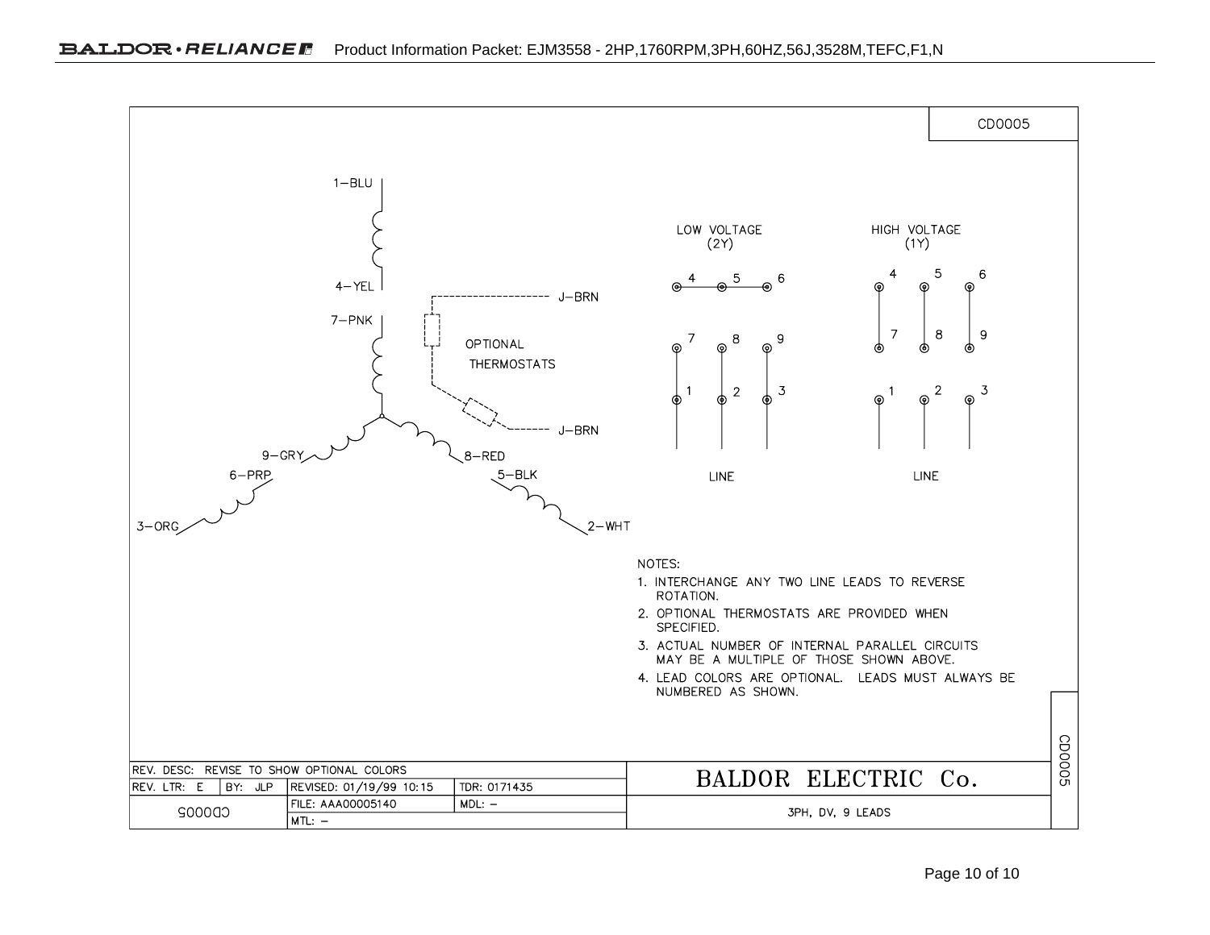CD0005

1–BLU

4–YEL

7–PNK

J–BRN

OPTIONAL THERMOSTATS

J–BRN

9–GRY

8–RED

6–PRP

5–BLK

3–ORG

2–WHT

LOW VOLTAGE (2Y)

4 5 6

7 8 9

1 2 3

LINE

HIGH VOLTAGE (1Y)

4 5 6

7 8 9

1 2 3

LINE

NOTES:

1. INTERCHANGE ANY TWO LINE LEADS TO REVERSE ROTATION.
2. OPTIONAL THERMOSTATS ARE PROVIDED WHEN SPECIFIED.
3. ACTUAL NUMBER OF INTERNAL PARALLEL CIRCUITS MAY BE A MULTIPLE OF THOSE SHOWN ABOVE.
4. LEAD COLORS ARE OPTIONAL. LEADS MUST ALWAYS BE NUMBERED AS SHOWN.

| | | | | |
|---|---|---|---|---|
| REV. DESC: REVISE TO SHOW OPTIONAL COLORS | | | | BALDOR ELECTRIC Co. |
| REV. LTR: E | BY: JLP | REVISED: 01/19/99 10:15 | TDR: 0171435 | |
| CD0005 | | FILE: AAA00005140 | MDL: – | 3PH, DV, 9 LEADS |
| | | MTL: – | | |

CD0005